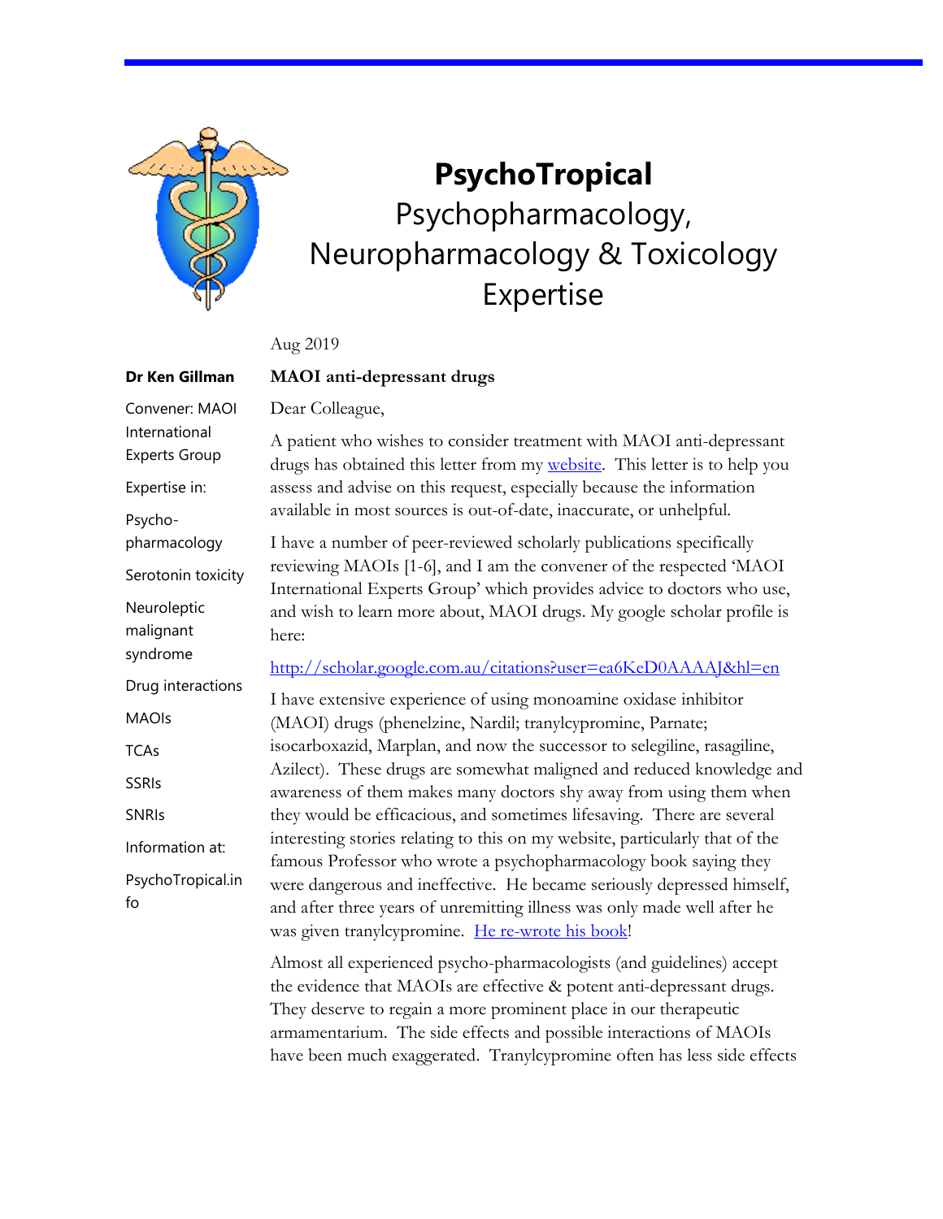# PsychoTropical

## Psychopharmacology, Neuropharmacology & Toxicology Expertise

**Dr Ken Gillman**

Convener: MAOI International Experts Group

Expertise in:

Psycho-pharmacology

Serotonin toxicity

Neuroleptic malignant syndrome

Drug interactions

MAOIs

TCAs

SSRIs

SNRIs

Information at:

PsychoTropical.info

Aug 2019

**MAOI anti-depressant drugs**

Dear Colleague,

A patient who wishes to consider treatment with MAOI anti-depressant drugs has obtained this letter from my [website](). This letter is to help you assess and advise on this request, especially because the information available in most sources is out-of-date, inaccurate, or unhelpful.

I have a number of peer-reviewed scholarly publications specifically reviewing MAOIs [1-6], and I am the convener of the respected 'MAOI International Experts Group' which provides advice to doctors who use, and wish to learn more about, MAOI drugs. My google scholar profile is here:

[http://scholar.google.com.au/citations?user=ea6KeD0AAAAJ&hl=en](http://scholar.google.com.au/citations?user=ea6KeD0AAAAJ&hl=en)

I have extensive experience of using monoamine oxidase inhibitor (MAOI) drugs (phenelzine, Nardil; tranylcypromine, Parnate; isocarboxazid, Marplan, and now the successor to selegiline, rasagiline, Azilect). These drugs are somewhat maligned and reduced knowledge and awareness of them makes many doctors shy away from using them when they would be efficacious, and sometimes lifesaving. There are several interesting stories relating to this on my website, particularly that of the famous Professor who wrote a psychopharmacology book saying they were dangerous and ineffective. He became seriously depressed himself, and after three years of unremitting illness was only made well after he was given tranylcypromine. [He re-wrote his book]()!

Almost all experienced psycho-pharmacologists (and guidelines) accept the evidence that MAOIs are effective & potent anti-depressant drugs. They deserve to regain a more prominent place in our therapeutic armamentarium. The side effects and possible interactions of MAOIs have been much exaggerated. Tranylcypromine often has less side effects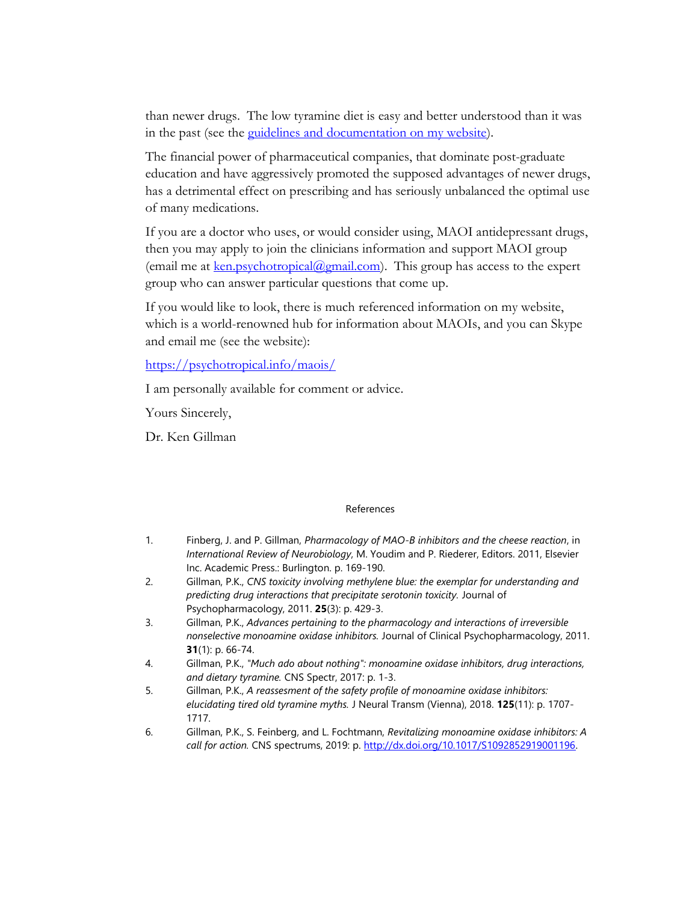than newer drugs. The low tyramine diet is easy and better understood than it was in the past (see the [guidelines and documentation on my website](https://psychotropical.info/maois/)).

The financial power of pharmaceutical companies, that dominate post-graduate education and have aggressively promoted the supposed advantages of newer drugs, has a detrimental effect on prescribing and has seriously unbalanced the optimal use of many medications.

If you are a doctor who uses, or would consider using, MAOI antidepressant drugs, then you may apply to join the clinicians information and support MAOI group (email me at ken.psychotropical@gmail.com). This group has access to the expert group who can answer particular questions that come up.

If you would like to look, there is much referenced information on my website, which is a world-renowned hub for information about MAOIs, and you can Skype and email me (see the website):

https://psychotropical.info/maois/

I am personally available for comment or advice.

Yours Sincerely,

Dr. Ken Gillman

## References

1. Finberg, J. and P. Gillman, *Pharmacology of MAO-B inhibitors and the cheese reaction*, in *International Review of Neurobiology*, M. Youdim and P. Riederer, Editors. 2011, Elsevier Inc. Academic Press.: Burlington. p. 169-190.
2. Gillman, P.K., *CNS toxicity involving methylene blue: the exemplar for understanding and predicting drug interactions that precipitate serotonin toxicity.* Journal of Psychopharmacology, 2011. **25**(3): p. 429-3.
3. Gillman, P.K., *Advances pertaining to the pharmacology and interactions of irreversible nonselective monoamine oxidase inhibitors.* Journal of Clinical Psychopharmacology, 2011. **31**(1): p. 66-74.
4. Gillman, P.K., *"Much ado about nothing": monoamine oxidase inhibitors, drug interactions, and dietary tyramine.* CNS Spectr, 2017: p. 1-3.
5. Gillman, P.K., *A reassesment of the safety profile of monoamine oxidase inhibitors: elucidating tired old tyramine myths.* J Neural Transm (Vienna), 2018. **125**(11): p. 1707-1717.
6. Gillman, P.K., S. Feinberg, and L. Fochtmann, *Revitalizing monoamine oxidase inhibitors: A call for action.* CNS spectrums, 2019: p. http://dx.doi.org/10.1017/S1092852919001196.